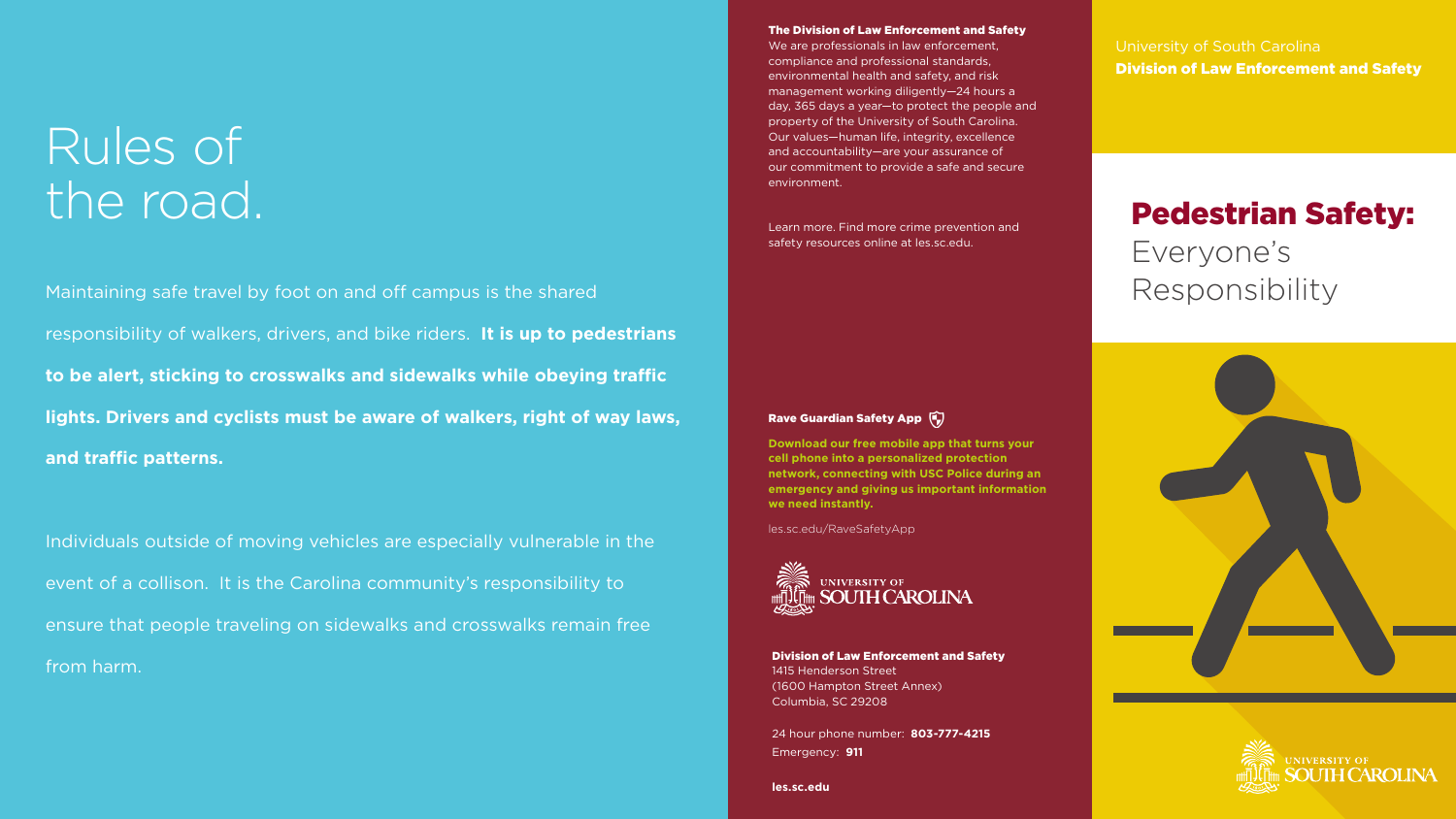# Rules of the road.

Maintaining safe travel by foot on and off campus is the shared responsibility of walkers, drivers, and bike riders. **It is up to pedestrians to be alert, sticking to crosswalks and sidewalks while obeying traffic lights. Drivers and cyclists must be aware of walkers, right of way laws, and traffic patterns.**

Individuals outside of moving vehicles are especially vulnerable in the event of a collison. It is the Carolina community's responsibility to ensure that people traveling on sidewalks and crosswalks remain free from harm.

**The Division of Law Enforcement and Safety**

We are professionals in law enforcement, compliance and professional standards, environmental health and safety, and risk management working diligently—24 hours a day, 365 days a year—to protect the people and property of the University of South Carolina. Our values—human life, integrity, excellence and accountability—are your assurance of our commitment to provide a safe and secure environment.

Learn more. Find more crime prevention and safety resources online at les.sc.edu.

**Rave Guardian Safety App**

**Download our free mobile app that turns your cell phone into a personalized protection network, connecting with USC Police during an emergency and giving us important information we need instantly.**

les.sc.edu/RaveSafetyApp

UNIVERSITY OF SOUTH CAROLINA

**Division of Law Enforcement and Safety**
1415 Henderson Street
(1600 Hampton Street Annex)
Columbia, SC 29208

24 hour phone number: **803-777-4215**
Emergency: **911**

**les.sc.edu**

University of South Carolina
**Division of Law Enforcement and Safety**

## Pedestrian Safety: Everyone's Responsibility

UNIVERSITY OF SOUTH CAROLINA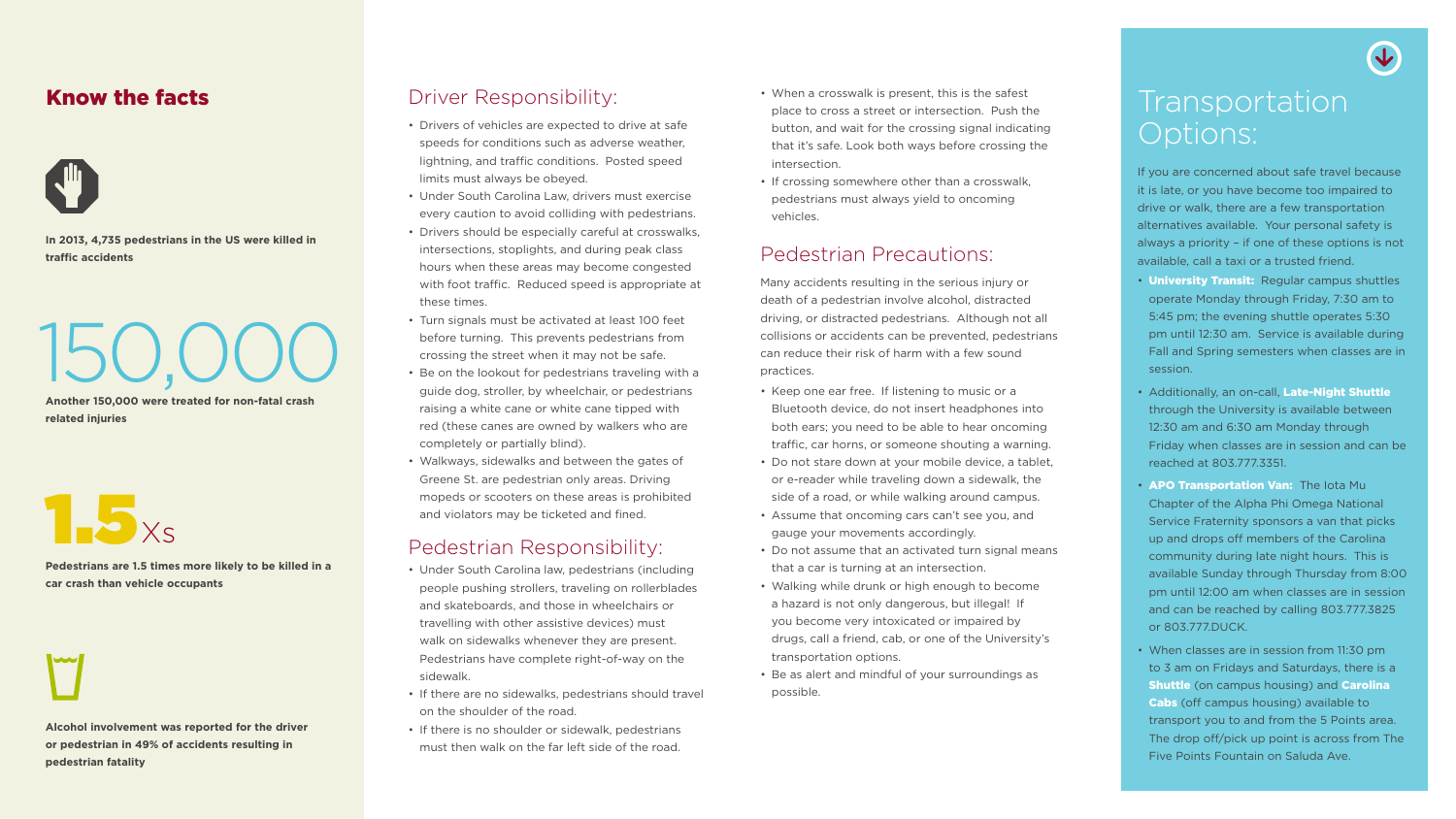## Know the facts

**In 2013, 4,735 pedestrians in the US were killed in traffic accidents**

150,000

**Another 150,000 were treated for non-fatal crash related injuries**

1.5Xs

**Pedestrians are 1.5 times more likely to be killed in a car crash than vehicle occupants**

**Alcohol involvement was reported for the driver or pedestrian in 49% of accidents resulting in pedestrian fatality**

## Driver Responsibility:

- Drivers of vehicles are expected to drive at safe speeds for conditions such as adverse weather, lightning, and traffic conditions. Posted speed limits must always be obeyed.
- Under South Carolina Law, drivers must exercise every caution to avoid colliding with pedestrians.
- Drivers should be especially careful at crosswalks, intersections, stoplights, and during peak class hours when these areas may become congested with foot traffic. Reduced speed is appropriate at these times.
- Turn signals must be activated at least 100 feet before turning. This prevents pedestrians from crossing the street when it may not be safe.
- Be on the lookout for pedestrians traveling with a guide dog, stroller, by wheelchair, or pedestrians raising a white cane or white cane tipped with red (these canes are owned by walkers who are completely or partially blind).
- Walkways, sidewalks and between the gates of Greene St. are pedestrian only areas. Driving mopeds or scooters on these areas is prohibited and violators may be ticketed and fined.

## Pedestrian Responsibility:

- Under South Carolina law, pedestrians (including people pushing strollers, traveling on rollerblades and skateboards, and those in wheelchairs or travelling with other assistive devices) must walk on sidewalks whenever they are present. Pedestrians have complete right-of-way on the sidewalk.
- If there are no sidewalks, pedestrians should travel on the shoulder of the road.
- If there is no shoulder or sidewalk, pedestrians must then walk on the far left side of the road.
- When a crosswalk is present, this is the safest place to cross a street or intersection. Push the button, and wait for the crossing signal indicating that it's safe. Look both ways before crossing the intersection.
- If crossing somewhere other than a crosswalk, pedestrians must always yield to oncoming vehicles.

## Pedestrian Precautions:

Many accidents resulting in the serious injury or death of a pedestrian involve alcohol, distracted driving, or distracted pedestrians. Although not all collisions or accidents can be prevented, pedestrians can reduce their risk of harm with a few sound practices.

- Keep one ear free. If listening to music or a Bluetooth device, do not insert headphones into both ears; you need to be able to hear oncoming traffic, car horns, or someone shouting a warning.
- Do not stare down at your mobile device, a tablet, or e-reader while traveling down a sidewalk, the side of a road, or while walking around campus.
- Assume that oncoming cars can't see you, and gauge your movements accordingly.
- Do not assume that an activated turn signal means that a car is turning at an intersection.
- Walking while drunk or high enough to become a hazard is not only dangerous, but illegal! If you become very intoxicated or impaired by drugs, call a friend, cab, or one of the University's transportation options.
- Be as alert and mindful of your surroundings as possible.

## Transportation Options:

If you are concerned about safe travel because it is late, or you have become too impaired to drive or walk, there are a few transportation alternatives available. Your personal safety is always a priority – if one of these options is not available, call a taxi or a trusted friend.

- **University Transit:** Regular campus shuttles operate Monday through Friday, 7:30 am to 5:45 pm; the evening shuttle operates 5:30 pm until 12:30 am. Service is available during Fall and Spring semesters when classes are in session.
- Additionally, an on-call, **Late-Night Shuttle** through the University is available between 12:30 am and 6:30 am Monday through Friday when classes are in session and can be reached at 803.777.3351.
- **APO Transportation Van:** The Iota Mu Chapter of the Alpha Phi Omega National Service Fraternity sponsors a van that picks up and drops off members of the Carolina community during late night hours. This is available Sunday through Thursday from 8:00 pm until 12:00 am when classes are in session and can be reached by calling 803.777.3825 or 803.777.DUCK.
- When classes are in session from 11:30 pm to 3 am on Fridays and Saturdays, there is a **Shuttle** (on campus housing) and **Carolina Cabs** (off campus housing) available to transport you to and from the 5 Points area. The drop off/pick up point is across from The Five Points Fountain on Saluda Ave.